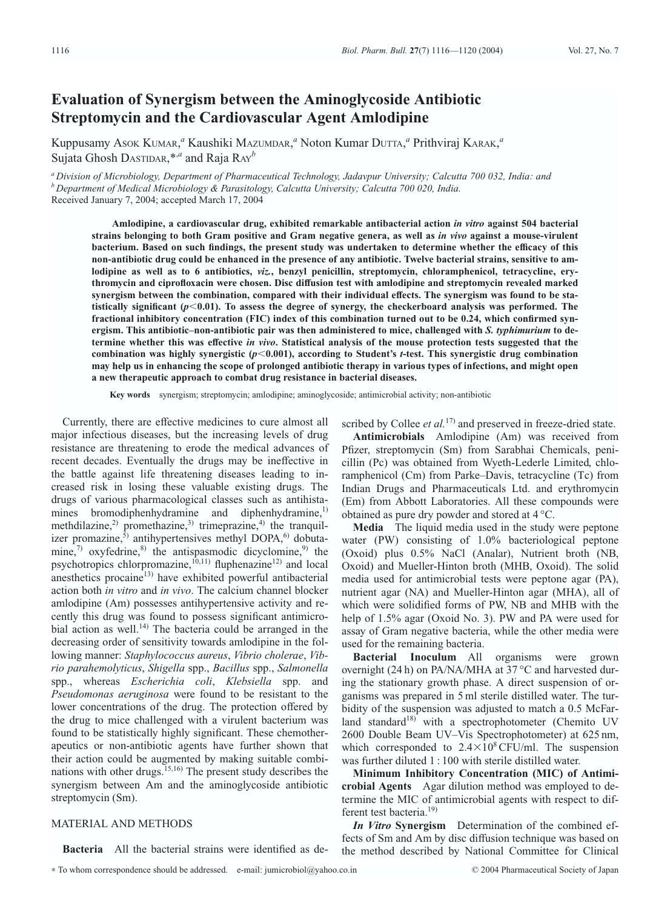# Evaluation of Synergism between the Aminoglycoside Antibiotic Streptomycin and the Cardiovascular Agent Amlodipine

Kuppusamy Asok Kumar,[a] Kaushiki Mazumdar,[a] Noton Kumar Dutta,[a] Prithviraj Karak,[a] Sujata Ghosh Dastidar,*,[a] and Raja Ray[b]

[a] Division of Microbiology, Department of Pharmaceutical Technology, Jadavpur University; Calcutta 700 032, India: and
[b] Department of Medical Microbiology & Parasitology, Calcutta University; Calcutta 700 020, India.
Received January 7, 2004; accepted March 17, 2004

**Amlodipine, a cardiovascular drug, exhibited remarkable antibacterial action *in vitro* against 504 bacterial strains belonging to both Gram positive and Gram negative genera, as well as *in vivo* against a mouse-virulent bacterium. Based on such findings, the present study was undertaken to determine whether the efficacy of this non-antibiotic drug could be enhanced in the presence of any antibiotic. Twelve bacterial strains, sensitive to amlodipine as well as to 6 antibiotics, *viz.*, benzyl penicillin, streptomycin, chloramphenicol, tetracycline, erythromycin and ciprofloxacin were chosen. Disc diffusion test with amlodipine and streptomycin revealed marked synergism between the combination, compared with their individual effects. The synergism was found to be statistically significant ($p<0.01$). To assess the degree of synergy, the checkerboard analysis was performed. The fractional inhibitory concentration (FIC) index of this combination turned out to be 0.24, which confirmed synergism. This antibiotic–non-antibiotic pair was then administered to mice, challenged with *S. typhimurium* to determine whether this was effective *in vivo*. Statistical analysis of the mouse protection tests suggested that the combination was highly synergistic ($p<0.001$), according to Student's *t*-test. This synergistic drug combination may help us in enhancing the scope of prolonged antibiotic therapy in various types of infections, and might open a new therapeutic approach to combat drug resistance in bacterial diseases.**

**Key words** synergism; streptomycin; amlodipine; aminoglycoside; antimicrobial activity; non-antibiotic

Currently, there are effective medicines to cure almost all major infectious diseases, but the increasing levels of drug resistance are threatening to erode the medical advances of recent decades. Eventually the drugs may be ineffective in the battle against life threatening diseases leading to increased risk in losing these valuable existing drugs. The drugs of various pharmacological classes such as antihistamines bromodiphenhydramine and diphenhydramine,[1] methdilazine,[2] promethazine,[3] trimeprazine,[4] the tranquilizer promazine,[5] antihypertensives methyl DOPA,[6] dobutamine,[7] oxyfedrine,[8] the antispasmodic dicyclomine,[9] the psychotropics chlorpromazine,[10,11] fluphenazine[12] and local anesthetics procaine[13] have exhibited powerful antibacterial action both *in vitro* and *in vivo*. The calcium channel blocker amlodipine (Am) possesses antihypertensive activity and recently this drug was found to possess significant antimicrobial action as well.[14] The bacteria could be arranged in the decreasing order of sensitivity towards amlodipine in the following manner: *Staphylococcus aureus*, *Vibrio cholerae*, *Vibrio parahemolyticus*, *Shigella* spp., *Bacillus* spp., *Salmonella* spp., whereas *Escherichia coli*, *Klebsiella* spp. and *Pseudomonas aeruginosa* were found to be resistant to the lower concentrations of the drug. The protection offered by the drug to mice challenged with a virulent bacterium was found to be statistically highly significant. These chemotherapeutics or non-antibiotic agents have further shown that their action could be augmented by making suitable combinations with other drugs.[15,16] The present study describes the synergism between Am and the aminoglycoside antibiotic streptomycin (Sm).

## MATERIAL AND METHODS

**Bacteria** All the bacterial strains were identified as described by Collee *et al.*[17] and preserved in freeze-dried state.

**Antimicrobials** Amlodipine (Am) was received from Pfizer, streptomycin (Sm) from Sarabhai Chemicals, penicillin (Pc) was obtained from Wyeth-Lederle Limited, chloramphenicol (Cm) from Parke–Davis, tetracycline (Tc) from Indian Drugs and Pharmaceuticals Ltd. and erythromycin (Em) from Abbott Laboratories. All these compounds were obtained as pure dry powder and stored at 4 °C.

**Media** The liquid media used in the study were peptone water (PW) consisting of 1.0% bacteriological peptone (Oxoid) plus 0.5% NaCl (Analar), Nutrient broth (NB, Oxoid) and Mueller-Hinton broth (MHB, Oxoid). The solid media used for antimicrobial tests were peptone agar (PA), nutrient agar (NA) and Mueller-Hinton agar (MHA), all of which were solidified forms of PW, NB and MHB with the help of 1.5% agar (Oxoid No. 3). PW and PA were used for assay of Gram negative bacteria, while the other media were used for the remaining bacteria.

**Bacterial Inoculum** All organisms were grown overnight (24 h) on PA/NA/MHA at 37 °C and harvested during the stationary growth phase. A direct suspension of organisms was prepared in 5 ml sterile distilled water. The turbidity of the suspension was adjusted to match a 0.5 McFarland standard[18] with a spectrophotometer (Chemito UV 2600 Double Beam UV–Vis Spectrophotometer) at 625 nm, which corresponded to $2.4\times10^{8}$ CFU/ml. The suspension was further diluted 1 : 100 with sterile distilled water.

**Minimum Inhibitory Concentration (MIC) of Antimicrobial Agents** Agar dilution method was employed to determine the MIC of antimicrobial agents with respect to different test bacteria.[19]

***In Vitro* Synergism** Determination of the combined effects of Sm and Am by disc diffusion technique was based on the method described by National Committee for Clinical

\* To whom correspondence should be addressed. e-mail: jumicrobiol@yahoo.co.in © 2004 Pharmaceutical Society of Japan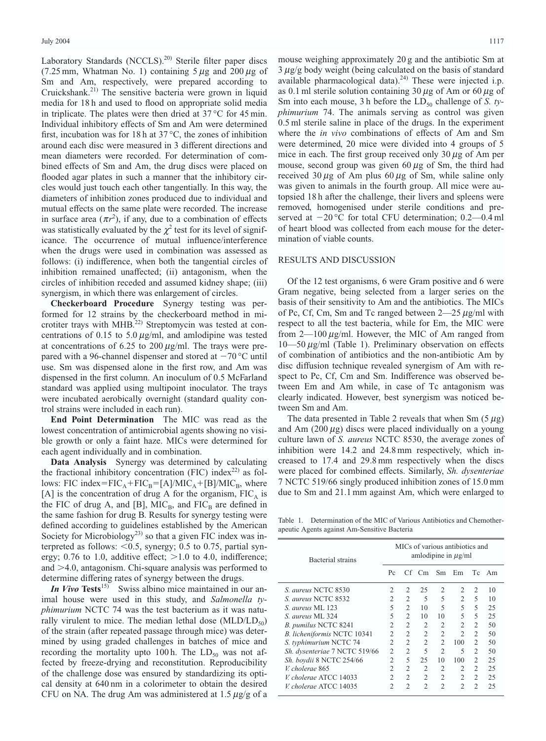Laboratory Standards (NCCLS).[20] Sterile filter paper discs (7.25 mm, Whatman No. 1) containing 5 $\mu$g and 200 $\mu$g of Sm and Am, respectively, were prepared according to Cruickshank.[21] The sensitive bacteria were grown in liquid media for 18 h and used to flood on appropriate solid media in triplicate. The plates were then dried at 37 °C for 45 min. Individual inhibitory effects of Sm and Am were determined first, incubation was for 18 h at 37 °C, the zones of inhibition around each disc were measured in 3 different directions and mean diameters were recorded. For determination of combined effects of Sm and Am, the drug discs were placed on flooded agar plates in such a manner that the inhibitory circles would just touch each other tangentially. In this way, the diameters of inhibition zones produced due to individual and mutual effects on the same plate were recorded. The increase in surface area ($\pi r^2$), if any, due to a combination of effects was statistically evaluated by the $\chi^2$ test for its level of significance. The occurrence of mutual influence/interference when the drugs were used in combination was assessed as follows: (i) indifference, when both the tangential circles of inhibition remained unaffected; (ii) antagonism, when the circles of inhibition receded and assumed kidney shape; (iii) synergism, in which there was enlargement of circles.

**Checkerboard Procedure** Synergy testing was performed for 12 strains by the checkerboard method in microtiter trays with MHB.[22] Streptomycin was tested at concentrations of 0.15 to 5.0 $\mu$g/ml, and amlodipine was tested at concentrations of 6.25 to 200 $\mu$g/ml. The trays were prepared with a 96-channel dispenser and stored at $-70$ °C until use. Sm was dispensed alone in the first row, and Am was dispensed in the first column. An inoculum of 0.5 McFarland standard was applied using multipoint inoculator. The trays were incubated aerobically overnight (standard quality control strains were included in each run).

**End Point Determination** The MIC was read as the lowest concentration of antimicrobial agents showing no visible growth or only a faint haze. MICs were determined for each agent individually and in combination.

**Data Analysis** Synergy was determined by calculating the fractional inhibitory concentration (FIC) index[22] as follows: FIC index $=\text{FIC}_A+\text{FIC}_B=[A]/\text{MIC}_A+[B]/\text{MIC}_B$, where [A] is the concentration of drug A for the organism, $\text{FIC}_A$ is the FIC of drug A, and [B], $\text{MIC}_B$, and $\text{FIC}_B$ are defined in the same fashion for drug B. Results for synergy testing were defined according to guidelines established by the American Society for Microbiology[23] so that a given FIC index was interpreted as follows: $<0.5$, synergy; 0.5 to 0.75, partial synergy; 0.76 to 1.0, additive effect; $>1.0$ to 4.0, indifference; and $>4.0$, antagonism. Chi-square analysis was performed to determine differing rates of synergy between the drugs.

***In Vivo* Tests**[15] Swiss albino mice maintained in our animal house were used in this study, and *Salmonella typhimurium* NCTC 74 was the test bacterium as it was naturally virulent to mice. The median lethal dose (MLD/$\text{LD}_{50}$) of the strain (after repeated passage through mice) was determined by using graded challenges in batches of mice and recording the mortality upto 100 h. The $\text{LD}_{50}$ was not affected by freeze-drying and reconstitution. Reproducibility of the challenge dose was ensured by standardizing its optical density at 640 nm in a colorimeter to obtain the desired CFU on NA. The drug Am was administered at 1.5 $\mu$g/g of a mouse weighing approximately 20 g and the antibiotic Sm at 3 $\mu$g/g body weight (being calculated on the basis of standard available pharmacological data).[24] These were injected i.p. as 0.1 ml sterile solution containing 30 $\mu$g of Am or 60 $\mu$g of Sm into each mouse, 3 h before the $\text{LD}_{50}$ challenge of *S. typhimurium* 74. The animals serving as control was given 0.5 ml sterile saline in place of the drugs. In the experiment where the *in vivo* combinations of effects of Am and Sm were determined, 20 mice were divided into 4 groups of 5 mice in each. The first group received only 30 $\mu$g of Am per mouse, second group was given 60 $\mu$g of Sm, the third had received 30 $\mu$g of Am plus 60 $\mu$g of Sm, while saline only was given to animals in the fourth group. All mice were autopsied 18 h after the challenge, their livers and spleens were removed, homogenised under sterile conditions and preserved at $-20$ °C for total CFU determination; 0.2—0.4 ml of heart blood was collected from each mouse for the determination of viable counts.

## RESULTS AND DISCUSSION

Of the 12 test organisms, 6 were Gram positive and 6 were Gram negative, being selected from a larger series on the basis of their sensitivity to Am and the antibiotics. The MICs of Pc, Cf, Cm, Sm and Tc ranged between 2—25 $\mu$g/ml with respect to all the test bacteria, while for Em, the MIC were from 2—100 $\mu$g/ml. However, the MIC of Am ranged from 10—50 $\mu$g/ml (Table 1). Preliminary observation on effects of combination of antibiotics and the non-antibiotic Am by disc diffusion technique revealed synergism of Am with respect to Pc, Cf, Cm and Sm. Indifference was observed between Em and Am while, in case of Tc antagonism was clearly indicated. However, best synergism was noticed between Sm and Am.

The data presented in Table 2 reveals that when Sm (5 $\mu$g) and Am (200 $\mu$g) discs were placed individually on a young culture lawn of *S. aureus* NCTC 8530, the average zones of inhibition were 14.2 and 24.8 mm respectively, which increased to 17.4 and 29.8 mm respectively when the discs were placed for combined effects. Similarly, *Sh. dysenteriae* 7 NCTC 519/66 singly produced inhibition zones of 15.0 mm due to Sm and 21.1 mm against Am, which were enlarged to

Table 1. Determination of the MIC of Various Antibiotics and Chemotherapeutic Agents against Am-Sensitive Bacteria

| Bacterial strains | MICs of various antibiotics and amlodipine in $\mu$g/ml | | | | | | |
|---|---|---|---|---|---|---|---|
| | Pc | Cf | Cm | Sm | Em | Tc | Am |
| *S. aureus* NCTC 8530 | 2 | 2 | 25 | 2 | 2 | 2 | 10 |
| *S. aureus* NCTC 8532 | 2 | 2 | 5 | 5 | 2 | 5 | 10 |
| *S. aureus* ML 123 | 5 | 2 | 10 | 5 | 5 | 5 | 25 |
| *S. aureus* ML 324 | 5 | 2 | 10 | 10 | 5 | 5 | 25 |
| *B. pumilus* NCTC 8241 | 2 | 2 | 2 | 2 | 2 | 2 | 50 |
| *B. licheniformis* NCTC 10341 | 2 | 2 | 2 | 2 | 2 | 2 | 50 |
| *S. typhimurium* NCTC 74 | 2 | 2 | 2 | 2 | 100 | 2 | 50 |
| *Sh. dysenteriae* 7 NCTC 519/66 | 2 | 2 | 5 | 2 | 5 | 2 | 50 |
| *Sh. boydii* 8 NCTC 254/66 | 2 | 5 | 25 | 10 | 100 | 2 | 25 |
| *V. cholerae* 865 | 2 | 2 | 2 | 2 | 2 | 2 | 25 |
| *V. cholerae* ATCC 14033 | 2 | 2 | 2 | 2 | 2 | 2 | 25 |
| *V. cholerae* ATCC 14035 | 2 | 2 | 2 | 2 | 2 | 2 | 25 |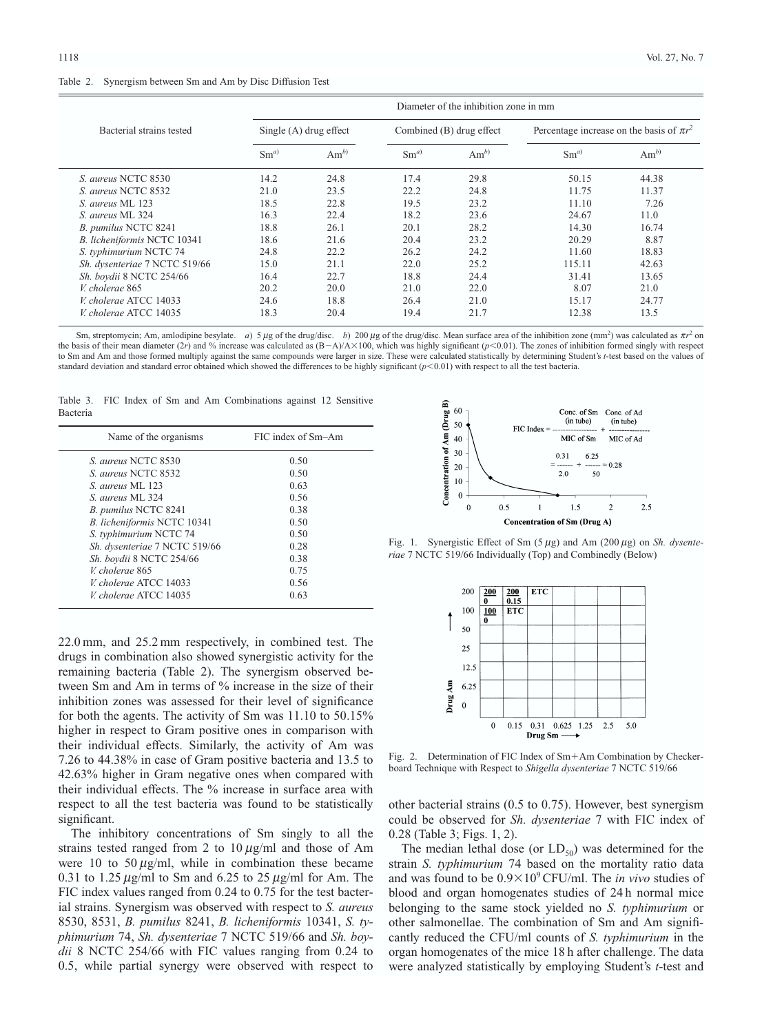Table 2. Synergism between Sm and Am by Disc Diffusion Test

| Bacterial strains tested | Diameter of the inhibition zone in mm | | | | | |
|---|---|---|---|---|---|---|
| | Single (A) drug effect | | Combined (B) drug effect | | Percentage increase on the basis of $\pi r^2$ | |
| | Sm[a)] | Am[b)] | Sm[a)] | Am[b)] | Sm[a)] | Am[b)] |
| *S. aureus* NCTC 8530 | 14.2 | 24.8 | 17.4 | 29.8 | 50.15 | 44.38 |
| *S. aureus* NCTC 8532 | 21.0 | 23.5 | 22.2 | 24.8 | 11.75 | 11.37 |
| *S. aureus* ML 123 | 18.5 | 22.8 | 19.5 | 23.2 | 11.10 | 7.26 |
| *S. aureus* ML 324 | 16.3 | 22.4 | 18.2 | 23.6 | 24.67 | 11.0 |
| *B. pumilus* NCTC 8241 | 18.8 | 26.1 | 20.1 | 28.2 | 14.30 | 16.74 |
| *B. licheniformis* NCTC 10341 | 18.6 | 21.6 | 20.4 | 23.2 | 20.29 | 8.87 |
| *S. typhimurium* NCTC 74 | 24.8 | 22.2 | 26.2 | 24.2 | 11.60 | 18.83 |
| *Sh. dysenteriae* 7 NCTC 519/66 | 15.0 | 21.1 | 22.0 | 25.2 | 115.11 | 42.63 |
| *Sh. boydii* 8 NCTC 254/66 | 16.4 | 22.7 | 18.8 | 24.4 | 31.41 | 13.65 |
| *V. cholerae* 865 | 20.2 | 20.0 | 21.0 | 22.0 | 8.07 | 21.0 |
| *V. cholerae* ATCC 14033 | 24.6 | 18.8 | 26.4 | 21.0 | 15.17 | 24.77 |
| *V. cholerae* ATCC 14035 | 18.3 | 20.4 | 19.4 | 21.7 | 12.38 | 13.5 |

Sm, streptomycin; Am, amlodipine besylate. *a*) 5 $\mu$g of the drug/disc. *b*) 200 $\mu$g of the drug/disc. Mean surface area of the inhibition zone (mm$^2$) was calculated as $\pi r^2$ on the basis of their mean diameter ($2r$) and % increase was calculated as $(B-A)/A \times 100$, which was highly significant ($p<0.01$). The zones of inhibition formed singly with respect to Sm and Am and those formed multiply against the same compounds were larger in size. These were calculated statistically by determining Student's *t*-test based on the values of standard deviation and standard error obtained which showed the differences to be highly significant ($p<0.01$) with respect to all the test bacteria.

Table 3. FIC Index of Sm and Am Combinations against 12 Sensitive Bacteria

| Name of the organisms | FIC index of Sm–Am |
|---|---|
| *S. aureus* NCTC 8530 | 0.50 |
| *S. aureus* NCTC 8532 | 0.50 |
| *S. aureus* ML 123 | 0.63 |
| *S. aureus* ML 324 | 0.56 |
| *B. pumilus* NCTC 8241 | 0.38 |
| *B. licheniformis* NCTC 10341 | 0.50 |
| *S. typhimurium* NCTC 74 | 0.50 |
| *Sh. dysenteriae* 7 NCTC 519/66 | 0.28 |
| *Sh. boydii* 8 NCTC 254/66 | 0.38 |
| *V. cholerae* 865 | 0.75 |
| *V. cholerae* ATCC 14033 | 0.56 |
| *V. cholerae* ATCC 14035 | 0.63 |

Fig. 1. Synergistic Effect of Sm (5 $\mu$g) and Am (200 $\mu$g) on *Sh. dysenteriae* 7 NCTC 519/66 Individually (Top) and Combinedly (Below)

Fig. 2. Determination of FIC Index of Sm+Am Combination by Checkerboard Technique with Respect to *Shigella dysenteriae* 7 NCTC 519/66

22.0 mm, and 25.2 mm respectively, in combined test. The drugs in combination also showed synergistic activity for the remaining bacteria (Table 2). The synergism observed between Sm and Am in terms of % increase in the size of their inhibition zones was assessed for their level of significance for both the agents. The activity of Sm was 11.10 to 50.15% higher in respect to Gram positive ones in comparison with their individual effects. Similarly, the activity of Am was 7.26 to 44.38% in case of Gram positive bacteria and 13.5 to 42.63% higher in Gram negative ones when compared with their individual effects. The % increase in surface area with respect to all the test bacteria was found to be statistically significant.

The inhibitory concentrations of Sm singly to all the strains tested ranged from 2 to 10 $\mu$g/ml and those of Am were 10 to 50 $\mu$g/ml, while in combination these became 0.31 to 1.25 $\mu$g/ml to Sm and 6.25 to 25 $\mu$g/ml for Am. The FIC index values ranged from 0.24 to 0.75 for the test bacterial strains. Synergism was observed with respect to *S. aureus* 8530, 8531, *B. pumilus* 8241, *B. licheniformis* 10341, *S. typhimurium* 74, *Sh. dysenteriae* 7 NCTC 519/66 and *Sh. boydii* 8 NCTC 254/66 with FIC values ranging from 0.24 to 0.5, while partial synergy were observed with respect to other bacterial strains (0.5 to 0.75). However, best synergism could be observed for *Sh. dysenteriae* 7 with FIC index of 0.28 (Table 3; Figs. 1, 2).

The median lethal dose (or $LD_{50}$) was determined for the strain *S. typhimurium* 74 based on the mortality ratio data and was found to be $0.9\times10^9$ CFU/ml. The *in vivo* studies of blood and organ homogenates studies of 24 h normal mice belonging to the same stock yielded no *S. typhimurium* or other salmonellae. The combination of Sm and Am significantly reduced the CFU/ml counts of *S. typhimurium* in the organ homogenates of the mice 18 h after challenge. The data were analyzed statistically by employing Student's *t*-test and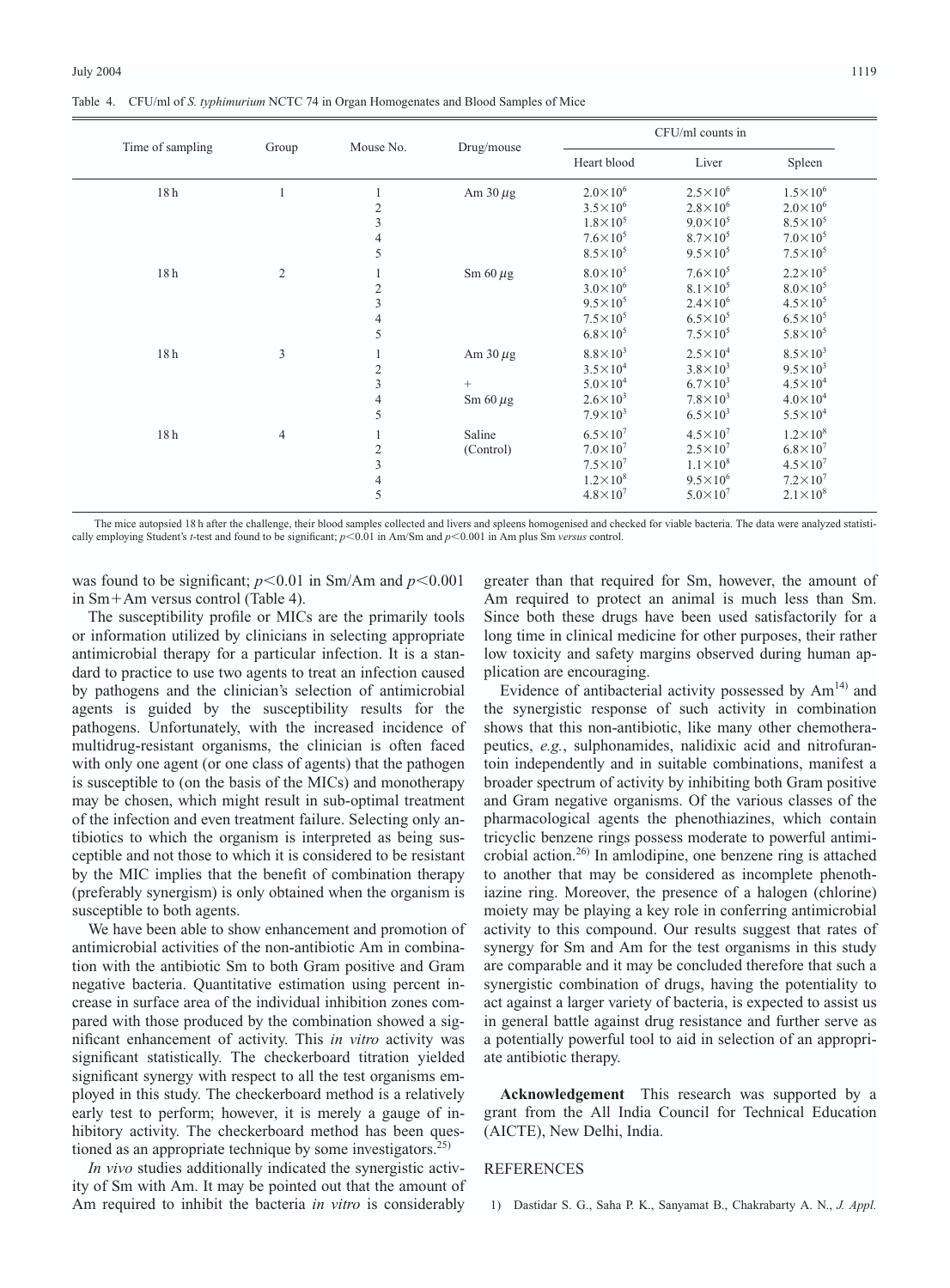Table 4. CFU/ml of *S. typhimurium* NCTC 74 in Organ Homogenates and Blood Samples of Mice

| Time of sampling | Group | Mouse No. | Drug/mouse | CFU/ml counts in | | |
|---|---|---|---|---|---|---|
| | | | | Heart blood | Liver | Spleen |
| 18 h | 1 | 1 | Am 30 $\mu$g | $2.0\times10^6$ | $2.5\times10^6$ | $1.5\times10^6$ |
| | | 2 | | $3.5\times10^6$ | $2.8\times10^6$ | $2.0\times10^6$ |
| | | 3 | | $1.8\times10^5$ | $9.0\times10^5$ | $8.5\times10^5$ |
| | | 4 | | $7.6\times10^5$ | $8.7\times10^5$ | $7.0\times10^5$ |
| | | 5 | | $8.5\times10^5$ | $9.5\times10^5$ | $7.5\times10^5$ |
| 18 h | 2 | 1 | Sm 60 $\mu$g | $8.0\times10^5$ | $7.6\times10^5$ | $2.2\times10^5$ |
| | | 2 | | $3.0\times10^6$ | $8.1\times10^5$ | $8.0\times10^5$ |
| | | 3 | | $9.5\times10^5$ | $2.4\times10^6$ | $4.5\times10^5$ |
| | | 4 | | $7.5\times10^5$ | $6.5\times10^5$ | $6.5\times10^5$ |
| | | 5 | | $6.8\times10^5$ | $7.5\times10^5$ | $5.8\times10^5$ |
| 18 h | 3 | 1 | Am 30 $\mu$g | $8.8\times10^3$ | $2.5\times10^4$ | $8.5\times10^3$ |
| | | 2 | | $3.5\times10^4$ | $3.8\times10^3$ | $9.5\times10^3$ |
| | | 3 | + | $5.0\times10^4$ | $6.7\times10^3$ | $4.5\times10^4$ |
| | | 4 | Sm 60 $\mu$g | $2.6\times10^3$ | $7.8\times10^3$ | $4.0\times10^4$ |
| | | 5 | | $7.9\times10^3$ | $6.5\times10^3$ | $5.5\times10^4$ |
| 18 h | 4 | 1 | Saline | $6.5\times10^7$ | $4.5\times10^7$ | $1.2\times10^8$ |
| | | 2 | (Control) | $7.0\times10^7$ | $2.5\times10^7$ | $6.8\times10^7$ |
| | | 3 | | $7.5\times10^7$ | $1.1\times10^8$ | $4.5\times10^7$ |
| | | 4 | | $1.2\times10^8$ | $9.5\times10^6$ | $7.2\times10^7$ |
| | | 5 | | $4.8\times10^7$ | $5.0\times10^7$ | $2.1\times10^8$ |

The mice autopsied 18 h after the challenge, their blood samples collected and livers and spleens homogenised and checked for viable bacteria. The data were analyzed statistically employing Student's *t*-test and found to be significant; $p<0.01$ in Am/Sm and $p<0.001$ in Am plus Sm *versus* control.

was found to be significant; $p<0.01$ in Sm/Am and $p<0.001$ in Sm+Am versus control (Table 4).

The susceptibility profile or MICs are the primarily tools or information utilized by clinicians in selecting appropriate antimicrobial therapy for a particular infection. It is a standard to practice to use two agents to treat an infection caused by pathogens and the clinician's selection of antimicrobial agents is guided by the susceptibility results for the pathogens. Unfortunately, with the increased incidence of multidrug-resistant organisms, the clinician is often faced with only one agent (or one class of agents) that the pathogen is susceptible to (on the basis of the MICs) and monotherapy may be chosen, which might result in sub-optimal treatment of the infection and even treatment failure. Selecting only antibiotics to which the organism is interpreted as being susceptible and not those to which it is considered to be resistant by the MIC implies that the benefit of combination therapy (preferably synergism) is only obtained when the organism is susceptible to both agents.

We have been able to show enhancement and promotion of antimicrobial activities of the non-antibiotic Am in combination with the antibiotic Sm to both Gram positive and Gram negative bacteria. Quantitative estimation using percent increase in surface area of the individual inhibition zones compared with those produced by the combination showed a significant enhancement of activity. This *in vitro* activity was significant statistically. The checkerboard titration yielded significant synergy with respect to all the test organisms employed in this study. The checkerboard method is a relatively early test to perform; however, it is merely a gauge of inhibitory activity. The checkerboard method has been questioned as an appropriate technique by some investigators.[25]

*In vivo* studies additionally indicated the synergistic activity of Sm with Am. It may be pointed out that the amount of Am required to inhibit the bacteria *in vitro* is considerably greater than that required for Sm, however, the amount of Am required to protect an animal is much less than Sm. Since both these drugs have been used satisfactorily for a long time in clinical medicine for other purposes, their rather low toxicity and safety margins observed during human application are encouraging.

Evidence of antibacterial activity possessed by Am[14] and the synergistic response of such activity in combination shows that this non-antibiotic, like many other chemotherapeutics, *e.g.*, sulphonamides, nalidixic acid and nitrofurantoin independently and in suitable combinations, manifest a broader spectrum of activity by inhibiting both Gram positive and Gram negative organisms. Of the various classes of the pharmacological agents the phenothiazines, which contain tricyclic benzene rings possess moderate to powerful antimicrobial action.[26] In amlodipine, one benzene ring is attached to another that may be considered as incomplete phenothiazine ring. Moreover, the presence of a halogen (chlorine) moiety may be playing a key role in conferring antimicrobial activity to this compound. Our results suggest that rates of synergy for Sm and Am for the test organisms in this study are comparable and it may be concluded therefore that such a synergistic combination of drugs, having the potentiality to act against a larger variety of bacteria, is expected to assist us in general battle against drug resistance and further serve as a potentially powerful tool to aid in selection of an appropriate antibiotic therapy.

**Acknowledgement** This research was supported by a grant from the All India Council for Technical Education (AICTE), New Delhi, India.

## REFERENCES

1) Dastidar S. G., Saha P. K., Sanyamat B., Chakrabarty A. N., *J. Appl.*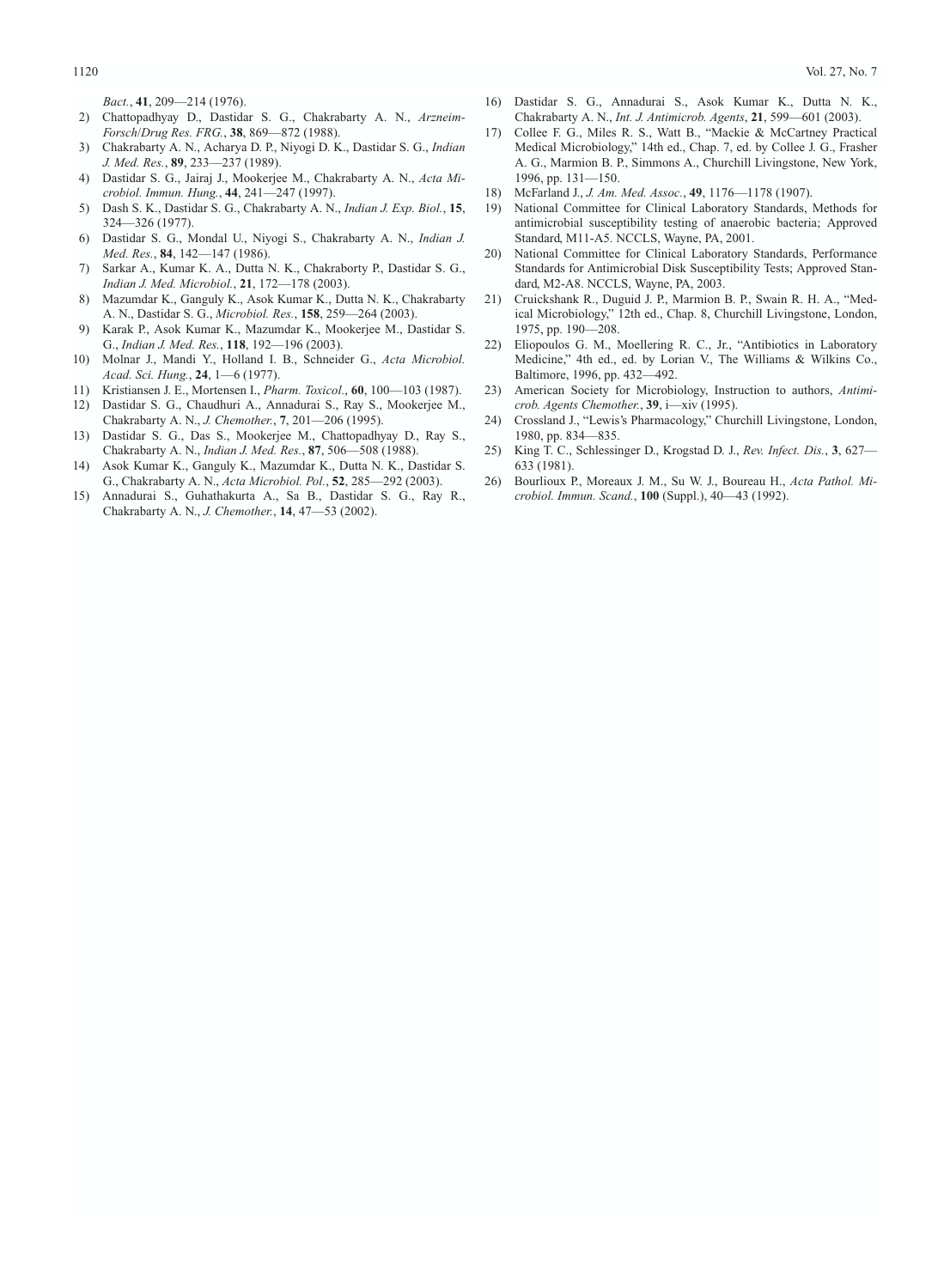*Bact.*, **41**, 209—214 (1976).

2) Chattopadhyay D., Dastidar S. G., Chakrabarty A. N., *Arzneim-Forsch/Drug Res. FRG.*, **38**, 869—872 (1988).
3) Chakrabarty A. N., Acharya D. P., Niyogi D. K., Dastidar S. G., *Indian J. Med. Res.*, **89**, 233—237 (1989).
4) Dastidar S. G., Jairaj J., Mookerjee M., Chakrabarty A. N., *Acta Microbiol. Immun. Hung.*, **44**, 241—247 (1997).
5) Dash S. K., Dastidar S. G., Chakrabarty A. N., *Indian J. Exp. Biol.*, **15**, 324—326 (1977).
6) Dastidar S. G., Mondal U., Niyogi S., Chakrabarty A. N., *Indian J. Med. Res.*, **84**, 142—147 (1986).
7) Sarkar A., Kumar K. A., Dutta N. K., Chakraborty P., Dastidar S. G., *Indian J. Med. Microbiol.*, **21**, 172—178 (2003).
8) Mazumdar K., Ganguly K., Asok Kumar K., Dutta N. K., Chakrabarty A. N., Dastidar S. G., *Microbiol. Res.*, **158**, 259—264 (2003).
9) Karak P., Asok Kumar K., Mazumdar K., Mookerjee M., Dastidar S. G., *Indian J. Med. Res.*, **118**, 192—196 (2003).
10) Molnar J., Mandi Y., Holland I. B., Schneider G., *Acta Microbiol. Acad. Sci. Hung.*, **24**, 1—6 (1977).
11) Kristiansen J. E., Mortensen I., *Pharm. Toxicol.*, **60**, 100—103 (1987).
12) Dastidar S. G., Chaudhuri A., Annadurai S., Ray S., Mookerjee M., Chakrabarty A. N., *J. Chemother.*, **7**, 201—206 (1995).
13) Dastidar S. G., Das S., Mookerjee M., Chattopadhyay D., Ray S., Chakrabarty A. N., *Indian J. Med. Res.*, **87**, 506—508 (1988).
14) Asok Kumar K., Ganguly K., Mazumdar K., Dutta N. K., Dastidar S. G., Chakrabarty A. N., *Acta Microbiol. Pol.*, **52**, 285—292 (2003).
15) Annadurai S., Guhathakurta A., Sa B., Dastidar S. G., Ray R., Chakrabarty A. N., *J. Chemother.*, **14**, 47—53 (2002).
16) Dastidar S. G., Annadurai S., Asok Kumar K., Dutta N. K., Chakrabarty A. N., *Int. J. Antimicrob. Agents*, **21**, 599—601 (2003).
17) Collee F. G., Miles R. S., Watt B., "Mackie & McCartney Practical Medical Microbiology," 14th ed., Chap. 7, ed. by Collee J. G., Frasher A. G., Marmion B. P., Simmons A., Churchill Livingstone, New York, 1996, pp. 131—150.
18) McFarland J., *J. Am. Med. Assoc.*, **49**, 1176—1178 (1907).
19) National Committee for Clinical Laboratory Standards, Methods for antimicrobial susceptibility testing of anaerobic bacteria; Approved Standard, M11-A5. NCCLS, Wayne, PA, 2001.
20) National Committee for Clinical Laboratory Standards, Performance Standards for Antimicrobial Disk Susceptibility Tests; Approved Standard, M2-A8. NCCLS, Wayne, PA, 2003.
21) Cruickshank R., Duguid J. P., Marmion B. P., Swain R. H. A., "Medical Microbiology," 12th ed., Chap. 8, Churchill Livingstone, London, 1975, pp. 190—208.
22) Eliopoulos G. M., Moellering R. C., Jr., "Antibiotics in Laboratory Medicine," 4th ed., ed. by Lorian V., The Williams & Wilkins Co., Baltimore, 1996, pp. 432—492.
23) American Society for Microbiology, Instruction to authors, *Antimicrob. Agents Chemother.*, **39**, i—xiv (1995).
24) Crossland J., "Lewis's Pharmacology," Churchill Livingstone, London, 1980, pp. 834—835.
25) King T. C., Schlessinger D., Krogstad D. J., *Rev. Infect. Dis.*, **3**, 627—633 (1981).
26) Bourlioux P., Moreaux J. M., Su W. J., Boureau H., *Acta Pathol. Microbiol. Immun. Scand.*, **100** (Suppl.), 40—43 (1992).